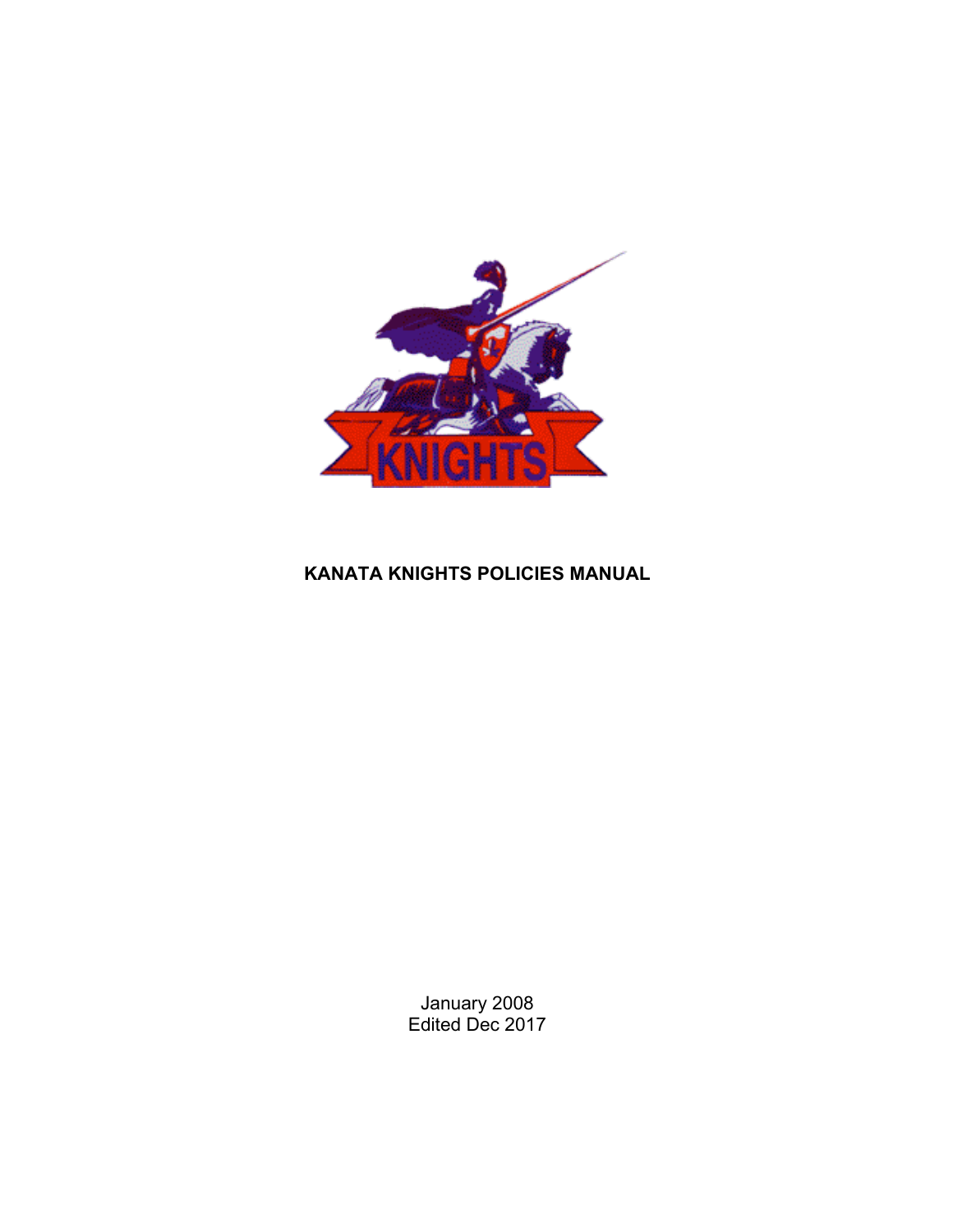# KANATA KNIGHTS POLICIES MANUAL

January 2008
Edited Dec 2017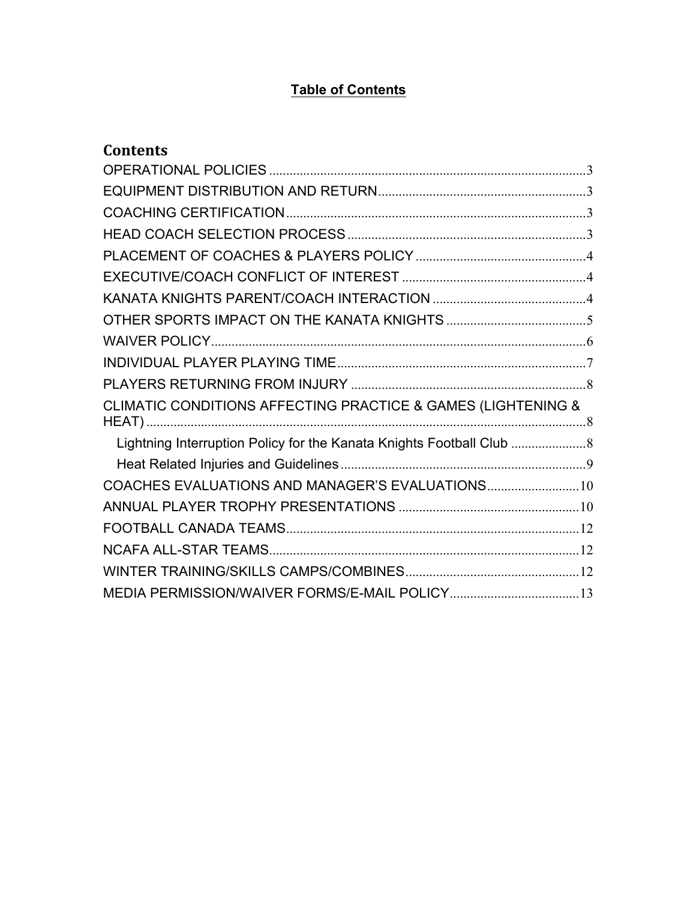**Table of Contents**

# Contents

- OPERATIONAL POLICIES ........ 3
- EQUIPMENT DISTRIBUTION AND RETURN ........ 3
- COACHING CERTIFICATION ........ 3
- HEAD COACH SELECTION PROCESS ........ 3
- PLACEMENT OF COACHES & PLAYERS POLICY ........ 4
- EXECUTIVE/COACH CONFLICT OF INTEREST ........ 4
- KANATA KNIGHTS PARENT/COACH INTERACTION ........ 4
- OTHER SPORTS IMPACT ON THE KANATA KNIGHTS ........ 5
- WAIVER POLICY ........ 6
- INDIVIDUAL PLAYER PLAYING TIME ........ 7
- PLAYERS RETURNING FROM INJURY ........ 8
- CLIMATIC CONDITIONS AFFECTING PRACTICE & GAMES (LIGHTENING & HEAT) ........ 8
  - Lightning Interruption Policy for the Kanata Knights Football Club ........ 8
  - Heat Related Injuries and Guidelines ........ 9
- COACHES EVALUATIONS AND MANAGER'S EVALUATIONS ........ 10
- ANNUAL PLAYER TROPHY PRESENTATIONS ........ 10
- FOOTBALL CANADA TEAMS ........ 12
- NCAFA ALL-STAR TEAMS ........ 12
- WINTER TRAINING/SKILLS CAMPS/COMBINES ........ 12
- MEDIA PERMISSION/WAIVER FORMS/E-MAIL POLICY ........ 13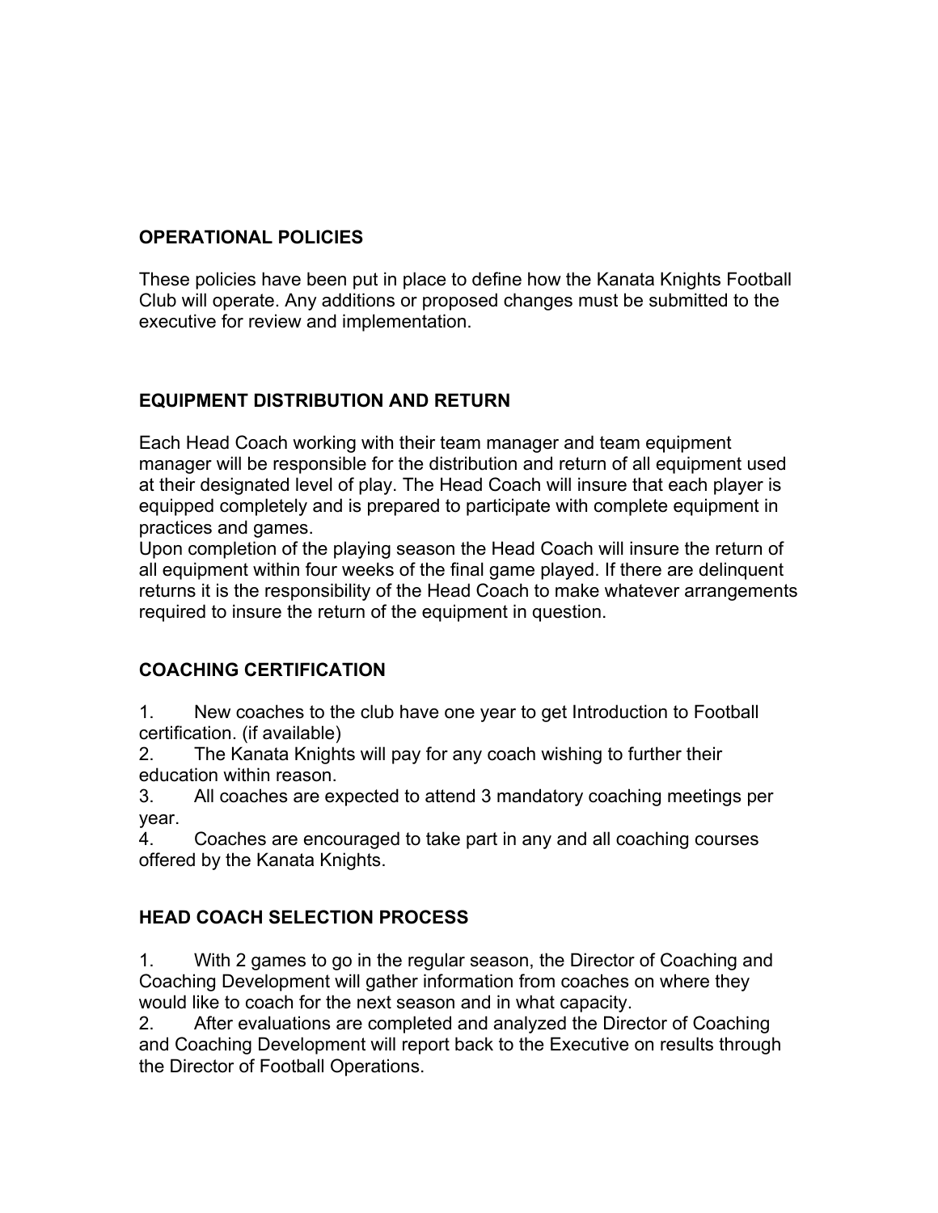## OPERATIONAL POLICIES

These policies have been put in place to define how the Kanata Knights Football Club will operate. Any additions or proposed changes must be submitted to the executive for review and implementation.

## EQUIPMENT DISTRIBUTION AND RETURN

Each Head Coach working with their team manager and team equipment manager will be responsible for the distribution and return of all equipment used at their designated level of play. The Head Coach will insure that each player is equipped completely and is prepared to participate with complete equipment in practices and games.
Upon completion of the playing season the Head Coach will insure the return of all equipment within four weeks of the final game played. If there are delinquent returns it is the responsibility of the Head Coach to make whatever arrangements required to insure the return of the equipment in question.

## COACHING CERTIFICATION

1. New coaches to the club have one year to get Introduction to Football certification. (if available)
2. The Kanata Knights will pay for any coach wishing to further their education within reason.
3. All coaches are expected to attend 3 mandatory coaching meetings per year.
4. Coaches are encouraged to take part in any and all coaching courses offered by the Kanata Knights.

## HEAD COACH SELECTION PROCESS

1. With 2 games to go in the regular season, the Director of Coaching and Coaching Development will gather information from coaches on where they would like to coach for the next season and in what capacity.
2. After evaluations are completed and analyzed the Director of Coaching and Coaching Development will report back to the Executive on results through the Director of Football Operations.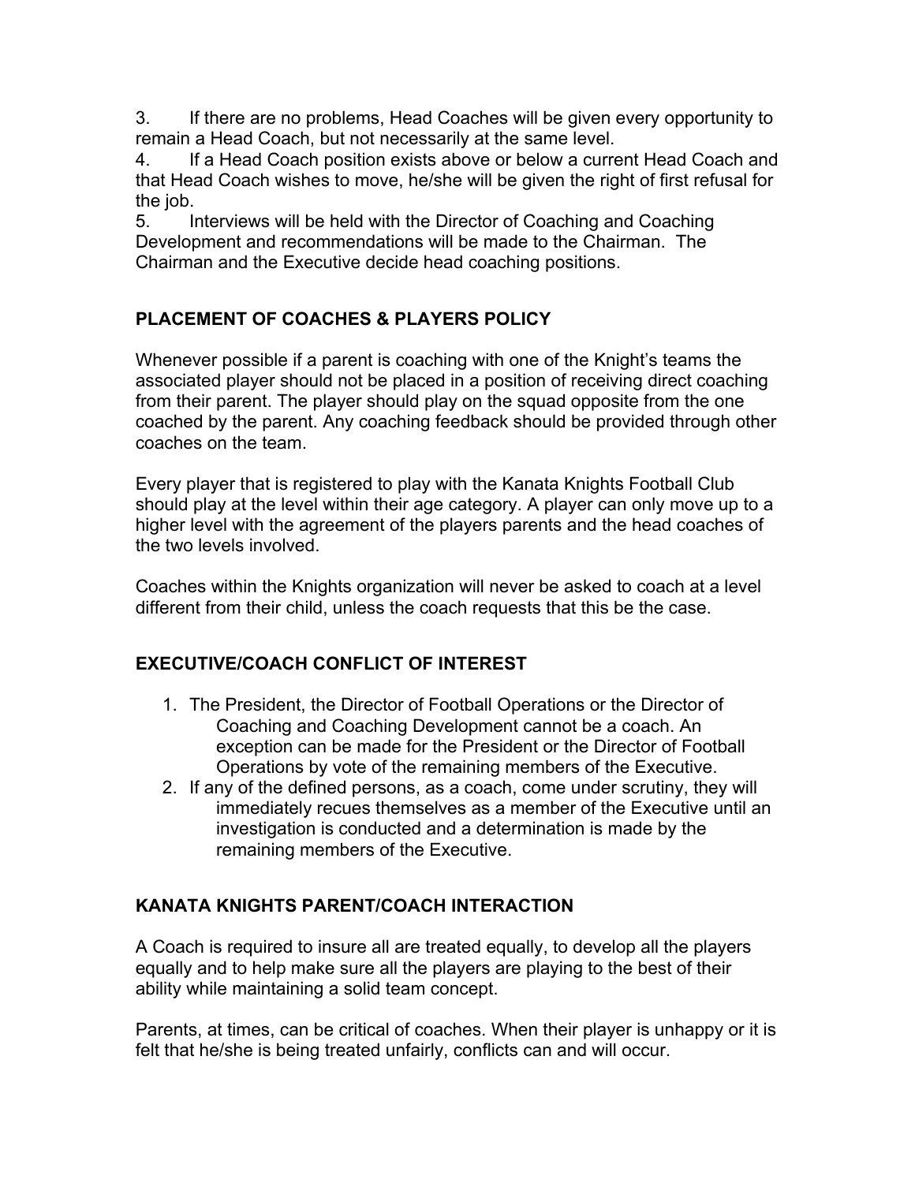3. If there are no problems, Head Coaches will be given every opportunity to remain a Head Coach, but not necessarily at the same level.
4. If a Head Coach position exists above or below a current Head Coach and that Head Coach wishes to move, he/she will be given the right of first refusal for the job.
5. Interviews will be held with the Director of Coaching and Coaching Development and recommendations will be made to the Chairman. The Chairman and the Executive decide head coaching positions.

## PLACEMENT OF COACHES & PLAYERS POLICY

Whenever possible if a parent is coaching with one of the Knight's teams the associated player should not be placed in a position of receiving direct coaching from their parent. The player should play on the squad opposite from the one coached by the parent. Any coaching feedback should be provided through other coaches on the team.

Every player that is registered to play with the Kanata Knights Football Club should play at the level within their age category. A player can only move up to a higher level with the agreement of the players parents and the head coaches of the two levels involved.

Coaches within the Knights organization will never be asked to coach at a level different from their child, unless the coach requests that this be the case.

## EXECUTIVE/COACH CONFLICT OF INTEREST

1. The President, the Director of Football Operations or the Director of Coaching and Coaching Development cannot be a coach. An exception can be made for the President or the Director of Football Operations by vote of the remaining members of the Executive.
2. If any of the defined persons, as a coach, come under scrutiny, they will immediately recues themselves as a member of the Executive until an investigation is conducted and a determination is made by the remaining members of the Executive.

## KANATA KNIGHTS PARENT/COACH INTERACTION

A Coach is required to insure all are treated equally, to develop all the players equally and to help make sure all the players are playing to the best of their ability while maintaining a solid team concept.

Parents, at times, can be critical of coaches. When their player is unhappy or it is felt that he/she is being treated unfairly, conflicts can and will occur.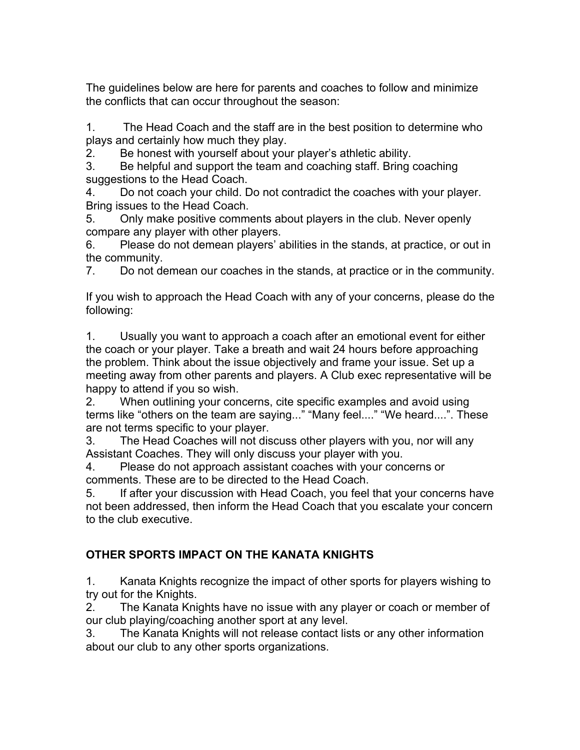The guidelines below are here for parents and coaches to follow and minimize the conflicts that can occur throughout the season:

1. The Head Coach and the staff are in the best position to determine who plays and certainly how much they play.
2. Be honest with yourself about your player's athletic ability.
3. Be helpful and support the team and coaching staff. Bring coaching suggestions to the Head Coach.
4. Do not coach your child. Do not contradict the coaches with your player. Bring issues to the Head Coach.
5. Only make positive comments about players in the club. Never openly compare any player with other players.
6. Please do not demean players' abilities in the stands, at practice, or out in the community.
7. Do not demean our coaches in the stands, at practice or in the community.

If you wish to approach the Head Coach with any of your concerns, please do the following:

1. Usually you want to approach a coach after an emotional event for either the coach or your player. Take a breath and wait 24 hours before approaching the problem. Think about the issue objectively and frame your issue. Set up a meeting away from other parents and players. A Club exec representative will be happy to attend if you so wish.
2. When outlining your concerns, cite specific examples and avoid using terms like "others on the team are saying..." "Many feel...." "We heard....". These are not terms specific to your player.
3. The Head Coaches will not discuss other players with you, nor will any Assistant Coaches. They will only discuss your player with you.
4. Please do not approach assistant coaches with your concerns or comments. These are to be directed to the Head Coach.
5. If after your discussion with Head Coach, you feel that your concerns have not been addressed, then inform the Head Coach that you escalate your concern to the club executive.

## OTHER SPORTS IMPACT ON THE KANATA KNIGHTS

1. Kanata Knights recognize the impact of other sports for players wishing to try out for the Knights.
2. The Kanata Knights have no issue with any player or coach or member of our club playing/coaching another sport at any level.
3. The Kanata Knights will not release contact lists or any other information about our club to any other sports organizations.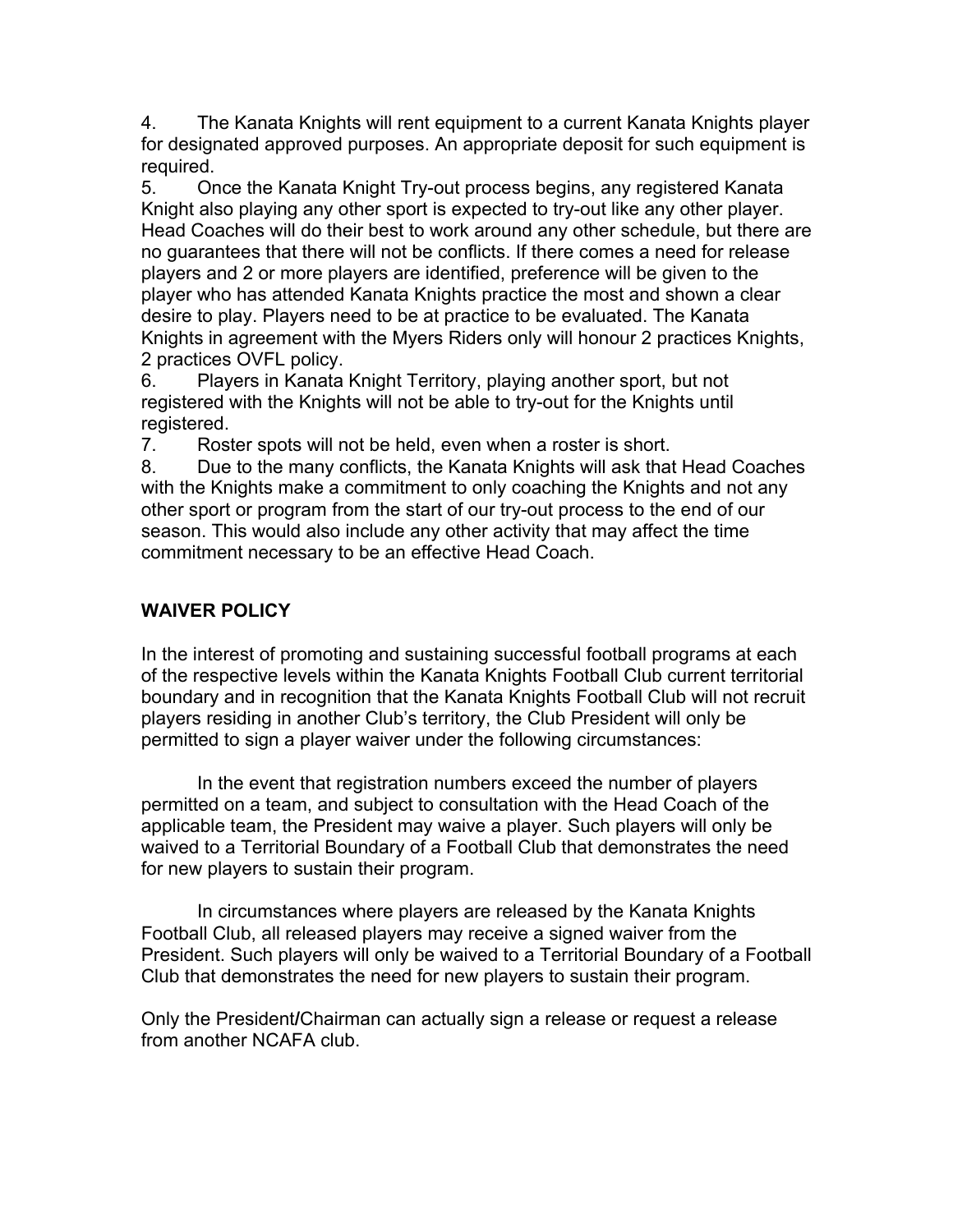4. The Kanata Knights will rent equipment to a current Kanata Knights player for designated approved purposes. An appropriate deposit for such equipment is required.
5. Once the Kanata Knight Try-out process begins, any registered Kanata Knight also playing any other sport is expected to try-out like any other player. Head Coaches will do their best to work around any other schedule, but there are no guarantees that there will not be conflicts. If there comes a need for release players and 2 or more players are identified, preference will be given to the player who has attended Kanata Knights practice the most and shown a clear desire to play. Players need to be at practice to be evaluated. The Kanata Knights in agreement with the Myers Riders only will honour 2 practices Knights, 2 practices OVFL policy.
6. Players in Kanata Knight Territory, playing another sport, but not registered with the Knights will not be able to try-out for the Knights until registered.
7. Roster spots will not be held, even when a roster is short.
8. Due to the many conflicts, the Kanata Knights will ask that Head Coaches with the Knights make a commitment to only coaching the Knights and not any other sport or program from the start of our try-out process to the end of our season. This would also include any other activity that may affect the time commitment necessary to be an effective Head Coach.

## WAIVER POLICY

In the interest of promoting and sustaining successful football programs at each of the respective levels within the Kanata Knights Football Club current territorial boundary and in recognition that the Kanata Knights Football Club will not recruit players residing in another Club's territory, the Club President will only be permitted to sign a player waiver under the following circumstances:

In the event that registration numbers exceed the number of players permitted on a team, and subject to consultation with the Head Coach of the applicable team, the President may waive a player. Such players will only be waived to a Territorial Boundary of a Football Club that demonstrates the need for new players to sustain their program.

In circumstances where players are released by the Kanata Knights Football Club, all released players may receive a signed waiver from the President. Such players will only be waived to a Territorial Boundary of a Football Club that demonstrates the need for new players to sustain their program.

Only the President/Chairman can actually sign a release or request a release from another NCAFA club.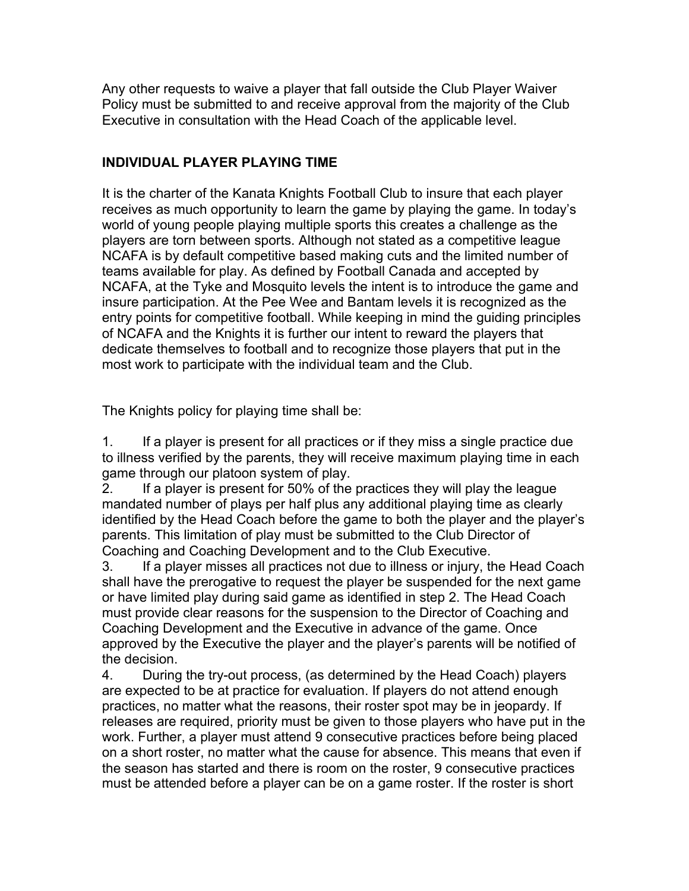Any other requests to waive a player that fall outside the Club Player Waiver Policy must be submitted to and receive approval from the majority of the Club Executive in consultation with the Head Coach of the applicable level.

## INDIVIDUAL PLAYER PLAYING TIME

It is the charter of the Kanata Knights Football Club to insure that each player receives as much opportunity to learn the game by playing the game. In today's world of young people playing multiple sports this creates a challenge as the players are torn between sports. Although not stated as a competitive league NCAFA is by default competitive based making cuts and the limited number of teams available for play. As defined by Football Canada and accepted by NCAFA, at the Tyke and Mosquito levels the intent is to introduce the game and insure participation. At the Pee Wee and Bantam levels it is recognized as the entry points for competitive football. While keeping in mind the guiding principles of NCAFA and the Knights it is further our intent to reward the players that dedicate themselves to football and to recognize those players that put in the most work to participate with the individual team and the Club.

The Knights policy for playing time shall be:

1. If a player is present for all practices or if they miss a single practice due to illness verified by the parents, they will receive maximum playing time in each game through our platoon system of play.
2. If a player is present for 50% of the practices they will play the league mandated number of plays per half plus any additional playing time as clearly identified by the Head Coach before the game to both the player and the player's parents. This limitation of play must be submitted to the Club Director of Coaching and Coaching Development and to the Club Executive.
3. If a player misses all practices not due to illness or injury, the Head Coach shall have the prerogative to request the player be suspended for the next game or have limited play during said game as identified in step 2. The Head Coach must provide clear reasons for the suspension to the Director of Coaching and Coaching Development and the Executive in advance of the game. Once approved by the Executive the player and the player's parents will be notified of the decision.
4. During the try-out process, (as determined by the Head Coach) players are expected to be at practice for evaluation. If players do not attend enough practices, no matter what the reasons, their roster spot may be in jeopardy. If releases are required, priority must be given to those players who have put in the work. Further, a player must attend 9 consecutive practices before being placed on a short roster, no matter what the cause for absence. This means that even if the season has started and there is room on the roster, 9 consecutive practices must be attended before a player can be on a game roster. If the roster is short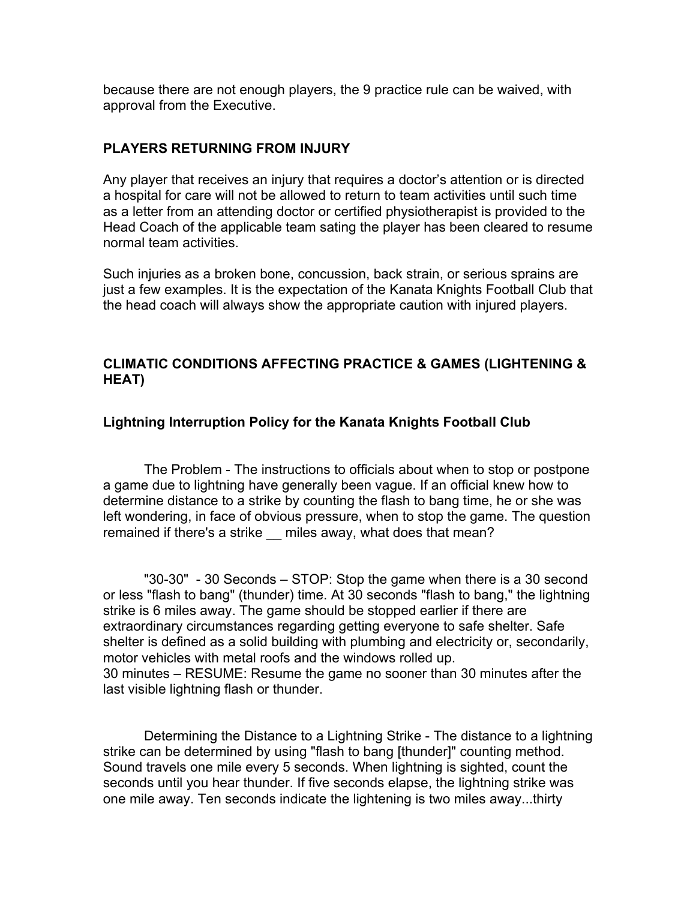because there are not enough players, the 9 practice rule can be waived, with approval from the Executive.

## PLAYERS RETURNING FROM INJURY

Any player that receives an injury that requires a doctor's attention or is directed a hospital for care will not be allowed to return to team activities until such time as a letter from an attending doctor or certified physiotherapist is provided to the Head Coach of the applicable team sating the player has been cleared to resume normal team activities.

Such injuries as a broken bone, concussion, back strain, or serious sprains are just a few examples. It is the expectation of the Kanata Knights Football Club that the head coach will always show the appropriate caution with injured players.

## CLIMATIC CONDITIONS AFFECTING PRACTICE & GAMES (LIGHTENING & HEAT)

### Lightning Interruption Policy for the Kanata Knights Football Club

The Problem - The instructions to officials about when to stop or postpone a game due to lightning have generally been vague. If an official knew how to determine distance to a strike by counting the flash to bang time, he or she was left wondering, in face of obvious pressure, when to stop the game. The question remained if there's a strike __ miles away, what does that mean?

"30-30" - 30 Seconds – STOP: Stop the game when there is a 30 second or less "flash to bang" (thunder) time. At 30 seconds "flash to bang," the lightning strike is 6 miles away. The game should be stopped earlier if there are extraordinary circumstances regarding getting everyone to safe shelter. Safe shelter is defined as a solid building with plumbing and electricity or, secondarily, motor vehicles with metal roofs and the windows rolled up.
30 minutes – RESUME: Resume the game no sooner than 30 minutes after the last visible lightning flash or thunder.

Determining the Distance to a Lightning Strike - The distance to a lightning strike can be determined by using "flash to bang [thunder]" counting method. Sound travels one mile every 5 seconds. When lightning is sighted, count the seconds until you hear thunder. If five seconds elapse, the lightning strike was one mile away. Ten seconds indicate the lightening is two miles away...thirty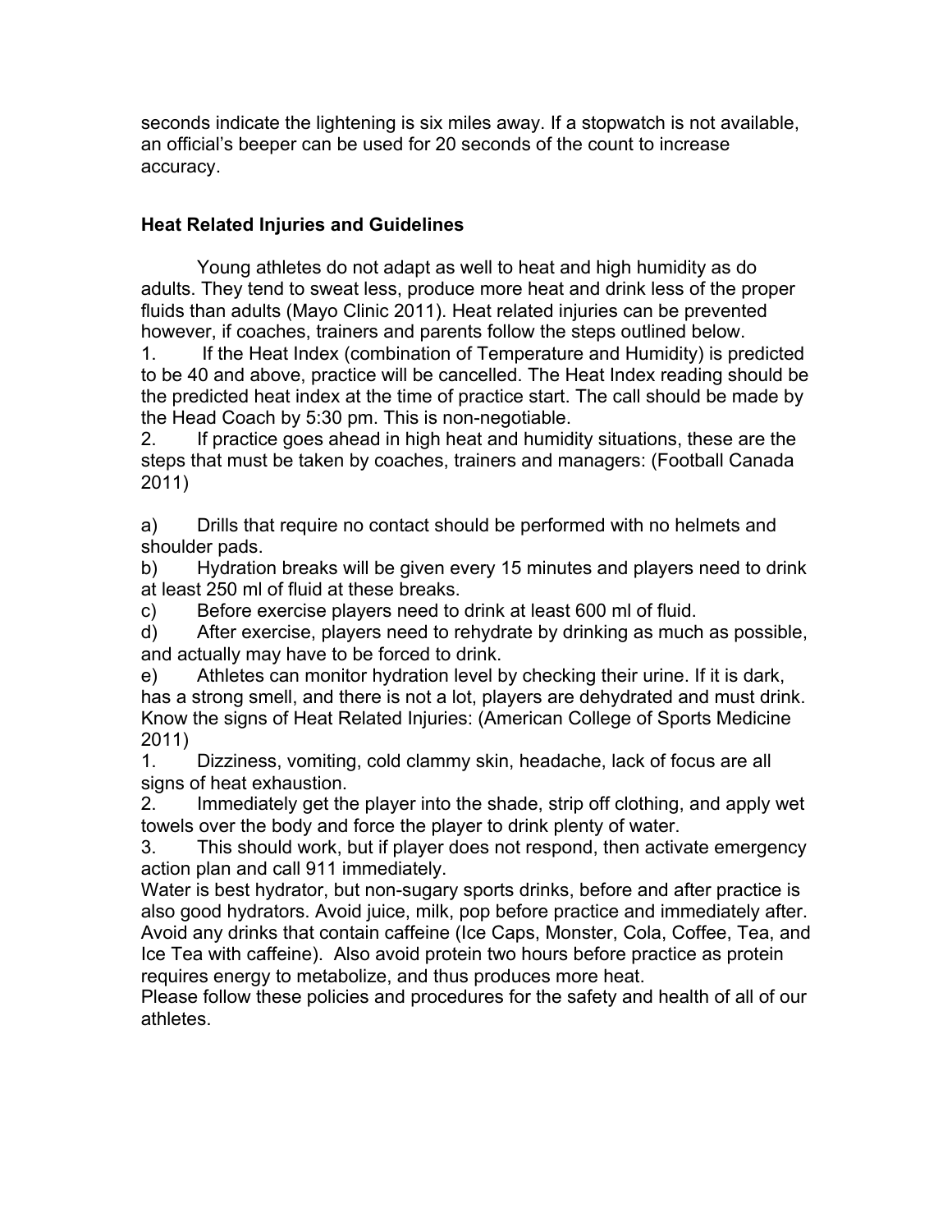seconds indicate the lightening is six miles away. If a stopwatch is not available, an official's beeper can be used for 20 seconds of the count to increase accuracy.

### Heat Related Injuries and Guidelines

Young athletes do not adapt as well to heat and high humidity as do adults. They tend to sweat less, produce more heat and drink less of the proper fluids than adults (Mayo Clinic 2011). Heat related injuries can be prevented however, if coaches, trainers and parents follow the steps outlined below.

1. If the Heat Index (combination of Temperature and Humidity) is predicted to be 40 and above, practice will be cancelled. The Heat Index reading should be the predicted heat index at the time of practice start. The call should be made by the Head Coach by 5:30 pm. This is non-negotiable.
2. If practice goes ahead in high heat and humidity situations, these are the steps that must be taken by coaches, trainers and managers: (Football Canada 2011)

a) Drills that require no contact should be performed with no helmets and shoulder pads.
b) Hydration breaks will be given every 15 minutes and players need to drink at least 250 ml of fluid at these breaks.
c) Before exercise players need to drink at least 600 ml of fluid.
d) After exercise, players need to rehydrate by drinking as much as possible, and actually may have to be forced to drink.
e) Athletes can monitor hydration level by checking their urine. If it is dark, has a strong smell, and there is not a lot, players are dehydrated and must drink.

Know the signs of Heat Related Injuries: (American College of Sports Medicine 2011)

1. Dizziness, vomiting, cold clammy skin, headache, lack of focus are all signs of heat exhaustion.
2. Immediately get the player into the shade, strip off clothing, and apply wet towels over the body and force the player to drink plenty of water.
3. This should work, but if player does not respond, then activate emergency action plan and call 911 immediately.

Water is best hydrator, but non-sugary sports drinks, before and after practice is also good hydrators. Avoid juice, milk, pop before practice and immediately after. Avoid any drinks that contain caffeine (Ice Caps, Monster, Cola, Coffee, Tea, and Ice Tea with caffeine). Also avoid protein two hours before practice as protein requires energy to metabolize, and thus produces more heat.

Please follow these policies and procedures for the safety and health of all of our athletes.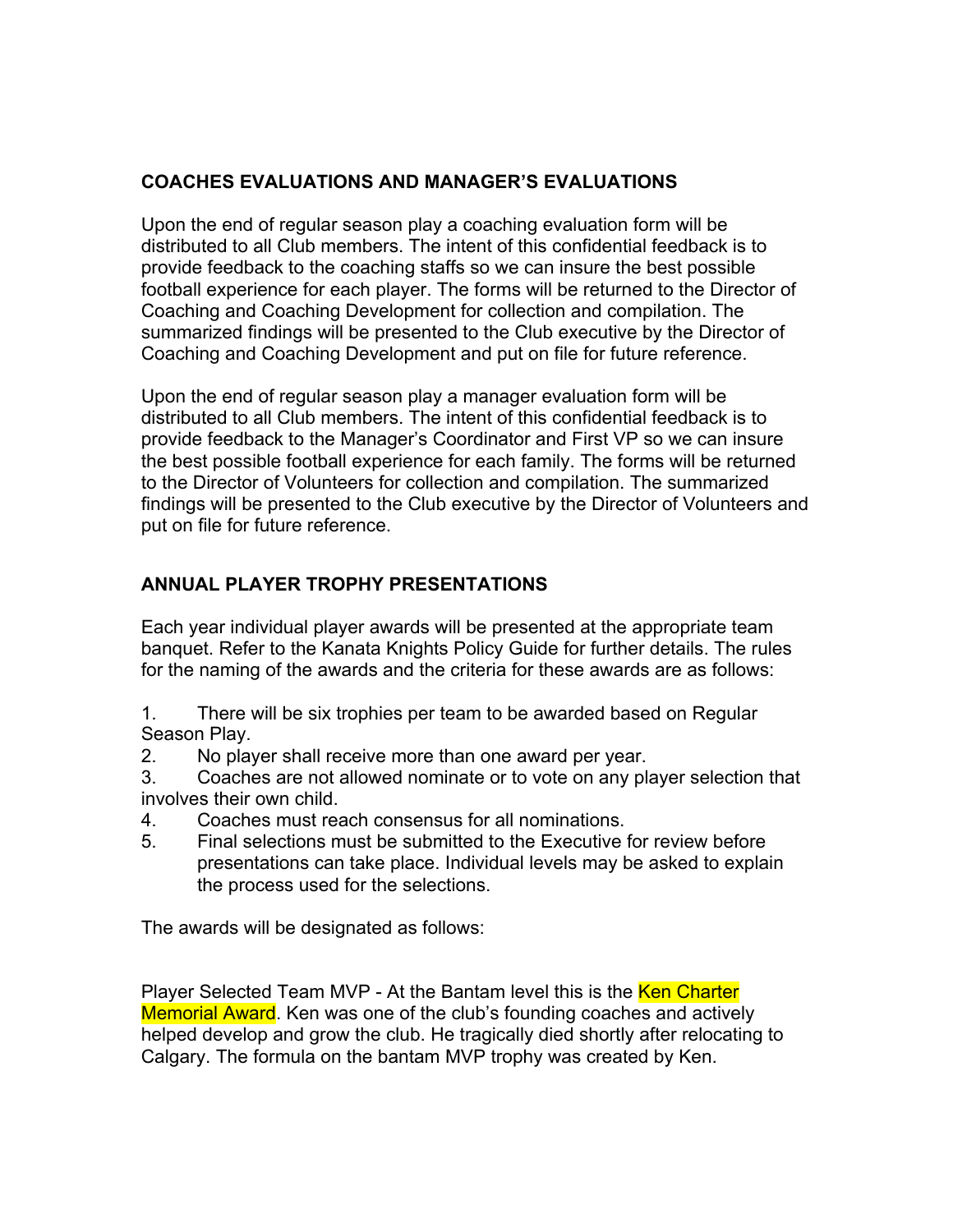## COACHES EVALUATIONS AND MANAGER'S EVALUATIONS

Upon the end of regular season play a coaching evaluation form will be distributed to all Club members. The intent of this confidential feedback is to provide feedback to the coaching staffs so we can insure the best possible football experience for each player. The forms will be returned to the Director of Coaching and Coaching Development for collection and compilation. The summarized findings will be presented to the Club executive by the Director of Coaching and Coaching Development and put on file for future reference.

Upon the end of regular season play a manager evaluation form will be distributed to all Club members. The intent of this confidential feedback is to provide feedback to the Manager's Coordinator and First VP so we can insure the best possible football experience for each family. The forms will be returned to the Director of Volunteers for collection and compilation. The summarized findings will be presented to the Club executive by the Director of Volunteers and put on file for future reference.

## ANNUAL PLAYER TROPHY PRESENTATIONS

Each year individual player awards will be presented at the appropriate team banquet. Refer to the Kanata Knights Policy Guide for further details. The rules for the naming of the awards and the criteria for these awards are as follows:

1. There will be six trophies per team to be awarded based on Regular Season Play.
2. No player shall receive more than one award per year.
3. Coaches are not allowed nominate or to vote on any player selection that involves their own child.
4. Coaches must reach consensus for all nominations.
5. Final selections must be submitted to the Executive for review before presentations can take place. Individual levels may be asked to explain the process used for the selections.

The awards will be designated as follows:

Player Selected Team MVP - At the Bantam level this is the Ken Charter Memorial Award. Ken was one of the club's founding coaches and actively helped develop and grow the club. He tragically died shortly after relocating to Calgary. The formula on the bantam MVP trophy was created by Ken.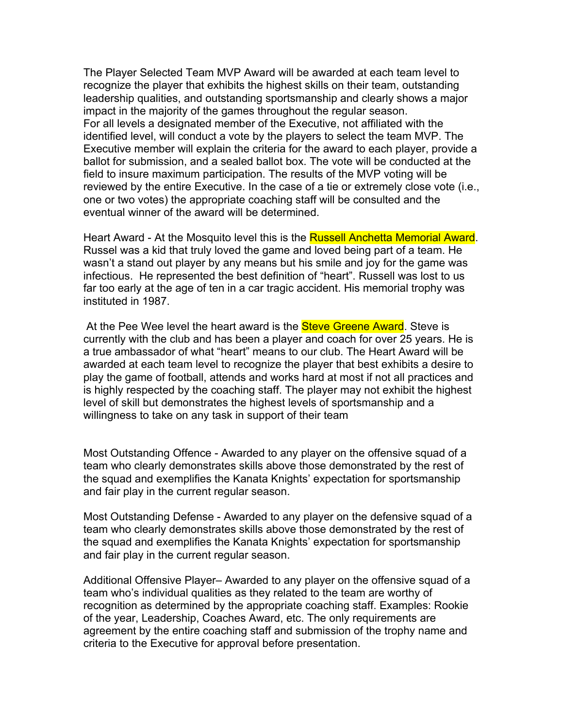The Player Selected Team MVP Award will be awarded at each team level to recognize the player that exhibits the highest skills on their team, outstanding leadership qualities, and outstanding sportsmanship and clearly shows a major impact in the majority of the games throughout the regular season.
For all levels a designated member of the Executive, not affiliated with the identified level, will conduct a vote by the players to select the team MVP. The Executive member will explain the criteria for the award to each player, provide a ballot for submission, and a sealed ballot box. The vote will be conducted at the field to insure maximum participation. The results of the MVP voting will be reviewed by the entire Executive. In the case of a tie or extremely close vote (i.e., one or two votes) the appropriate coaching staff will be consulted and the eventual winner of the award will be determined.

Heart Award - At the Mosquito level this is the Russell Anchetta Memorial Award. Russel was a kid that truly loved the game and loved being part of a team. He wasn't a stand out player by any means but his smile and joy for the game was infectious. He represented the best definition of "heart". Russell was lost to us far too early at the age of ten in a car tragic accident. His memorial trophy was instituted in 1987.

At the Pee Wee level the heart award is the Steve Greene Award. Steve is currently with the club and has been a player and coach for over 25 years. He is a true ambassador of what "heart" means to our club. The Heart Award will be awarded at each team level to recognize the player that best exhibits a desire to play the game of football, attends and works hard at most if not all practices and is highly respected by the coaching staff. The player may not exhibit the highest level of skill but demonstrates the highest levels of sportsmanship and a willingness to take on any task in support of their team

Most Outstanding Offence - Awarded to any player on the offensive squad of a team who clearly demonstrates skills above those demonstrated by the rest of the squad and exemplifies the Kanata Knights' expectation for sportsmanship and fair play in the current regular season.

Most Outstanding Defense - Awarded to any player on the defensive squad of a team who clearly demonstrates skills above those demonstrated by the rest of the squad and exemplifies the Kanata Knights' expectation for sportsmanship and fair play in the current regular season.

Additional Offensive Player– Awarded to any player on the offensive squad of a team who's individual qualities as they related to the team are worthy of recognition as determined by the appropriate coaching staff. Examples: Rookie of the year, Leadership, Coaches Award, etc. The only requirements are agreement by the entire coaching staff and submission of the trophy name and criteria to the Executive for approval before presentation.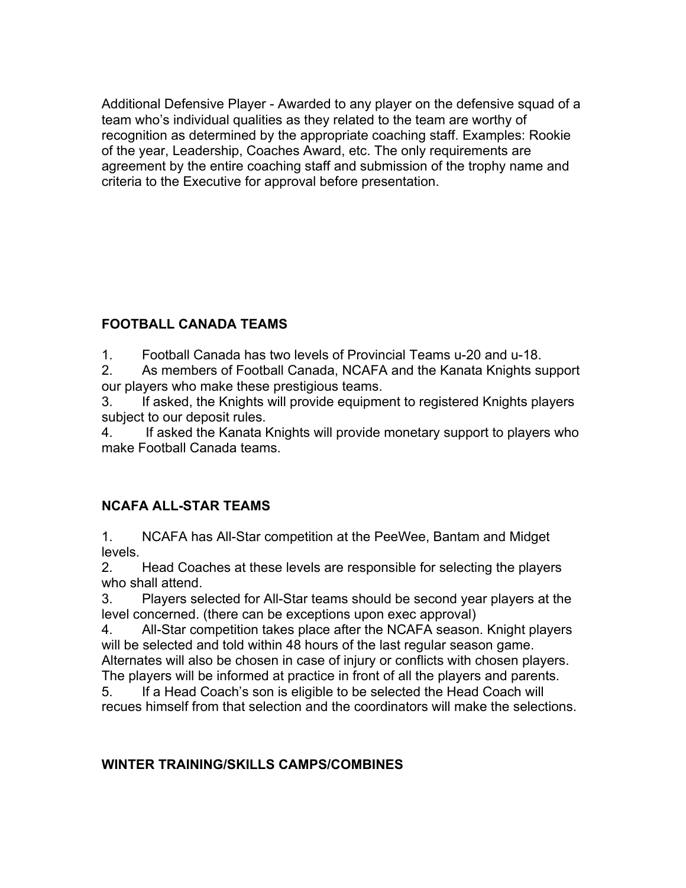Additional Defensive Player - Awarded to any player on the defensive squad of a team who's individual qualities as they related to the team are worthy of recognition as determined by the appropriate coaching staff. Examples: Rookie of the year, Leadership, Coaches Award, etc. The only requirements are agreement by the entire coaching staff and submission of the trophy name and criteria to the Executive for approval before presentation.

## FOOTBALL CANADA TEAMS

1. Football Canada has two levels of Provincial Teams u-20 and u-18.
2. As members of Football Canada, NCAFA and the Kanata Knights support our players who make these prestigious teams.
3. If asked, the Knights will provide equipment to registered Knights players subject to our deposit rules.
4. If asked the Kanata Knights will provide monetary support to players who make Football Canada teams.

## NCAFA ALL-STAR TEAMS

1. NCAFA has All-Star competition at the PeeWee, Bantam and Midget levels.
2. Head Coaches at these levels are responsible for selecting the players who shall attend.
3. Players selected for All-Star teams should be second year players at the level concerned. (there can be exceptions upon exec approval)
4. All-Star competition takes place after the NCAFA season. Knight players will be selected and told within 48 hours of the last regular season game. Alternates will also be chosen in case of injury or conflicts with chosen players. The players will be informed at practice in front of all the players and parents.
5. If a Head Coach's son is eligible to be selected the Head Coach will recues himself from that selection and the coordinators will make the selections.

## WINTER TRAINING/SKILLS CAMPS/COMBINES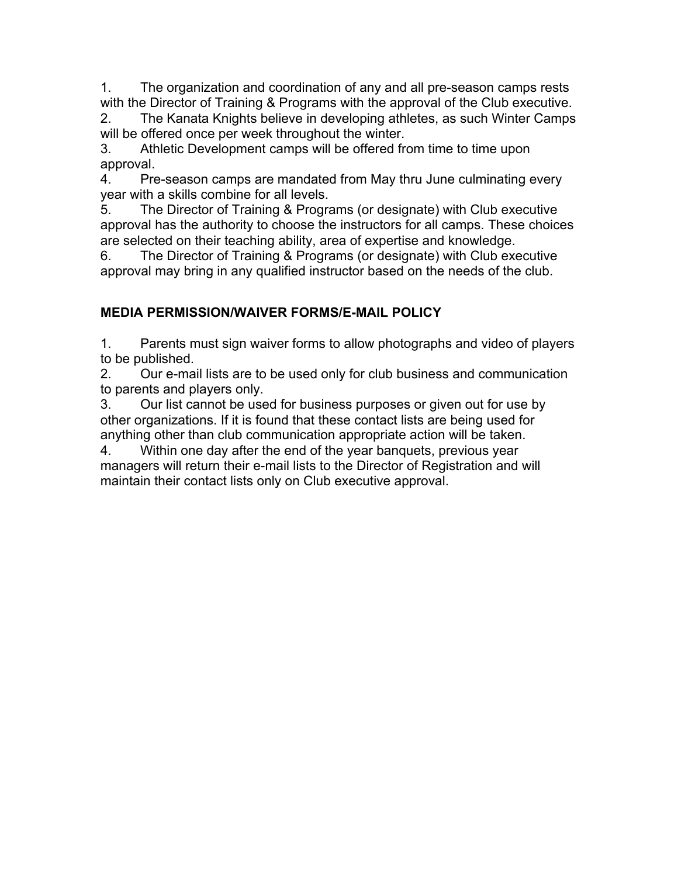1. The organization and coordination of any and all pre-season camps rests with the Director of Training & Programs with the approval of the Club executive.
2. The Kanata Knights believe in developing athletes, as such Winter Camps will be offered once per week throughout the winter.
3. Athletic Development camps will be offered from time to time upon approval.
4. Pre-season camps are mandated from May thru June culminating every year with a skills combine for all levels.
5. The Director of Training & Programs (or designate) with Club executive approval has the authority to choose the instructors for all camps. These choices are selected on their teaching ability, area of expertise and knowledge.
6. The Director of Training & Programs (or designate) with Club executive approval may bring in any qualified instructor based on the needs of the club.

**MEDIA PERMISSION/WAIVER FORMS/E-MAIL POLICY**

1. Parents must sign waiver forms to allow photographs and video of players to be published.
2. Our e-mail lists are to be used only for club business and communication to parents and players only.
3. Our list cannot be used for business purposes or given out for use by other organizations. If it is found that these contact lists are being used for anything other than club communication appropriate action will be taken.
4. Within one day after the end of the year banquets, previous year managers will return their e-mail lists to the Director of Registration and will maintain their contact lists only on Club executive approval.